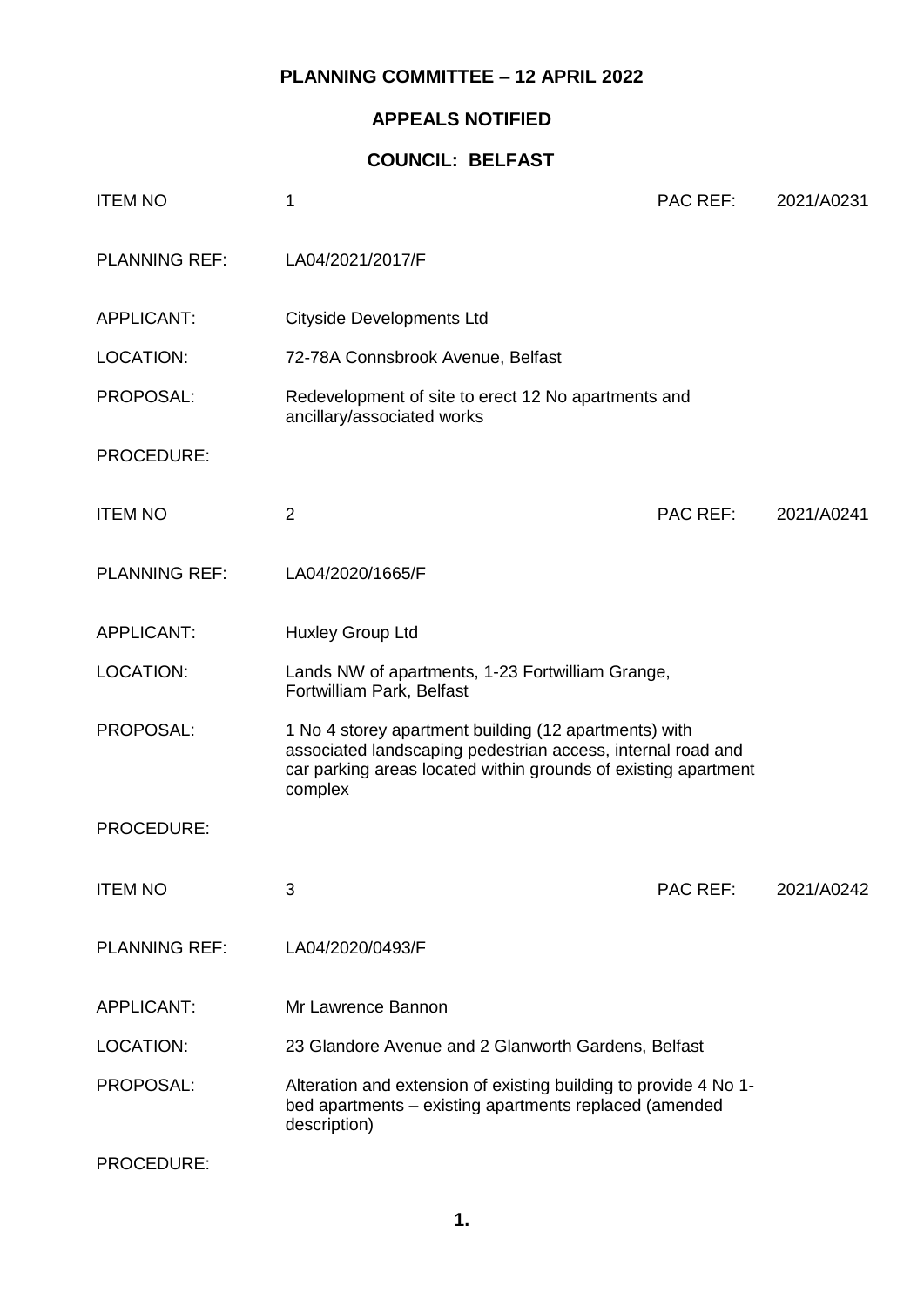# PLANNING COMMITTEE – 12 APRIL 2022

## APPEALS NOTIFIED

## COUNCIL: BELFAST

| ITEM NO | 1 | PAC REF: | 2021/A0231 |
|---|---|---|---|
| PLANNING REF: | LA04/2021/2017/F | | |
| APPLICANT: | Cityside Developments Ltd | | |
| LOCATION: | 72-78A Connsbrook Avenue, Belfast | | |
| PROPOSAL: | Redevelopment of site to erect 12 No apartments and ancillary/associated works | | |
| PROCEDURE: | | | |

| ITEM NO | 2 | PAC REF: | 2021/A0241 |
|---|---|---|---|
| PLANNING REF: | LA04/2020/1665/F | | |
| APPLICANT: | Huxley Group Ltd | | |
| LOCATION: | Lands NW of apartments, 1-23 Fortwilliam Grange, Fortwilliam Park, Belfast | | |
| PROPOSAL: | 1 No 4 storey apartment building (12 apartments) with associated landscaping pedestrian access, internal road and car parking areas located within grounds of existing apartment complex | | |
| PROCEDURE: | | | |

| ITEM NO | 3 | PAC REF: | 2021/A0242 |
|---|---|---|---|
| PLANNING REF: | LA04/2020/0493/F | | |
| APPLICANT: | Mr Lawrence Bannon | | |
| LOCATION: | 23 Glandore Avenue and 2 Glanworth Gardens, Belfast | | |
| PROPOSAL: | Alteration and extension of existing building to provide 4 No 1-bed apartments – existing apartments replaced (amended description) | | |
| PROCEDURE: | | | |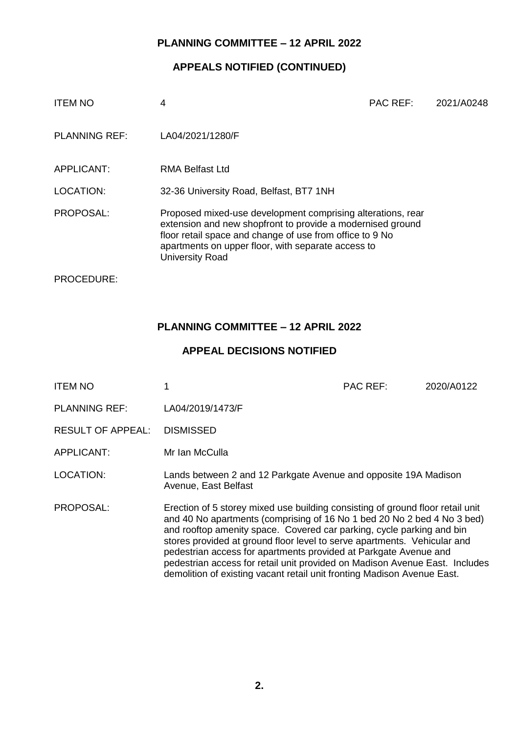## PLANNING COMMITTEE – 12 APRIL 2022

### APPEALS NOTIFIED (CONTINUED)

| | | | |
|---|---|---|---|
| ITEM NO | 4 | PAC REF: | 2021/A0248 |
| PLANNING REF: | LA04/2021/1280/F | | |
| APPLICANT: | RMA Belfast Ltd | | |
| LOCATION: | 32-36 University Road, Belfast, BT7 1NH | | |
| PROPOSAL: | Proposed mixed-use development comprising alterations, rear extension and new shopfront to provide a modernised ground floor retail space and change of use from office to 9 No apartments on upper floor, with separate access to University Road | | |
| PROCEDURE: | | | |

## PLANNING COMMITTEE – 12 APRIL 2022

### APPEAL DECISIONS NOTIFIED

| | | | |
|---|---|---|---|
| ITEM NO | 1 | PAC REF: | 2020/A0122 |
| PLANNING REF: | LA04/2019/1473/F | | |
| RESULT OF APPEAL: | DISMISSED | | |
| APPLICANT: | Mr Ian McCulla | | |
| LOCATION: | Lands between 2 and 12 Parkgate Avenue and opposite 19A Madison Avenue, East Belfast | | |
| PROPOSAL: | Erection of 5 storey mixed use building consisting of ground floor retail unit and 40 No apartments (comprising of 16 No 1 bed 20 No 2 bed 4 No 3 bed) and rooftop amenity space. Covered car parking, cycle parking and bin stores provided at ground floor level to serve apartments. Vehicular and pedestrian access for apartments provided at Parkgate Avenue and pedestrian access for retail unit provided on Madison Avenue East. Includes demolition of existing vacant retail unit fronting Madison Avenue East. | | |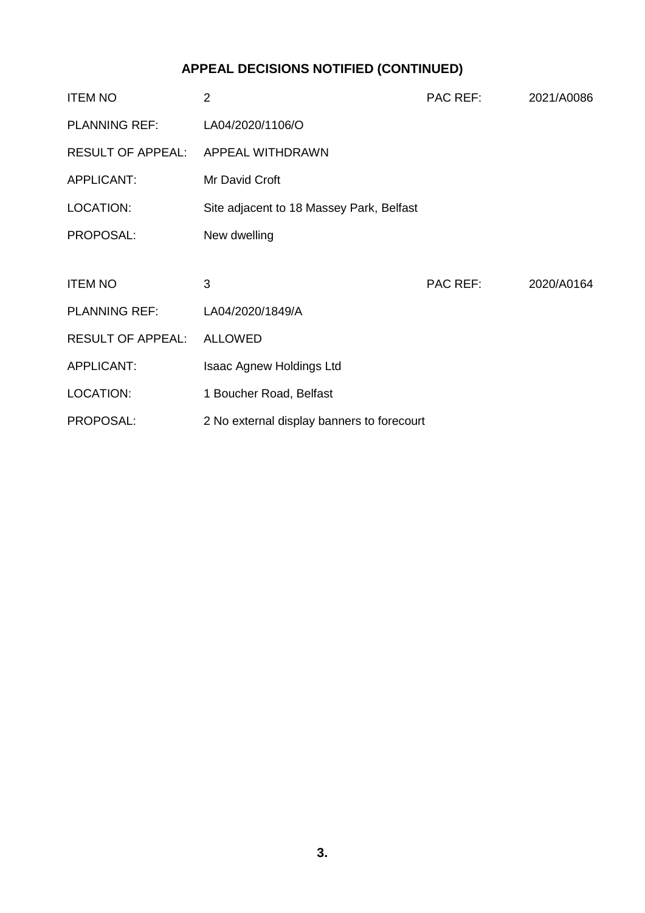## APPEAL DECISIONS NOTIFIED (CONTINUED)

| | | | |
|---|---|---|---|
| ITEM NO | 2 | PAC REF: | 2021/A0086 |
| PLANNING REF: | LA04/2020/1106/O | | |
| RESULT OF APPEAL: | APPEAL WITHDRAWN | | |
| APPLICANT: | Mr David Croft | | |
| LOCATION: | Site adjacent to 18 Massey Park, Belfast | | |
| PROPOSAL: | New dwelling | | |

| | | | |
|---|---|---|---|
| ITEM NO | 3 | PAC REF: | 2020/A0164 |
| PLANNING REF: | LA04/2020/1849/A | | |
| RESULT OF APPEAL: | ALLOWED | | |
| APPLICANT: | Isaac Agnew Holdings Ltd | | |
| LOCATION: | 1 Boucher Road, Belfast | | |
| PROPOSAL: | 2 No external display banners to forecourt | | |